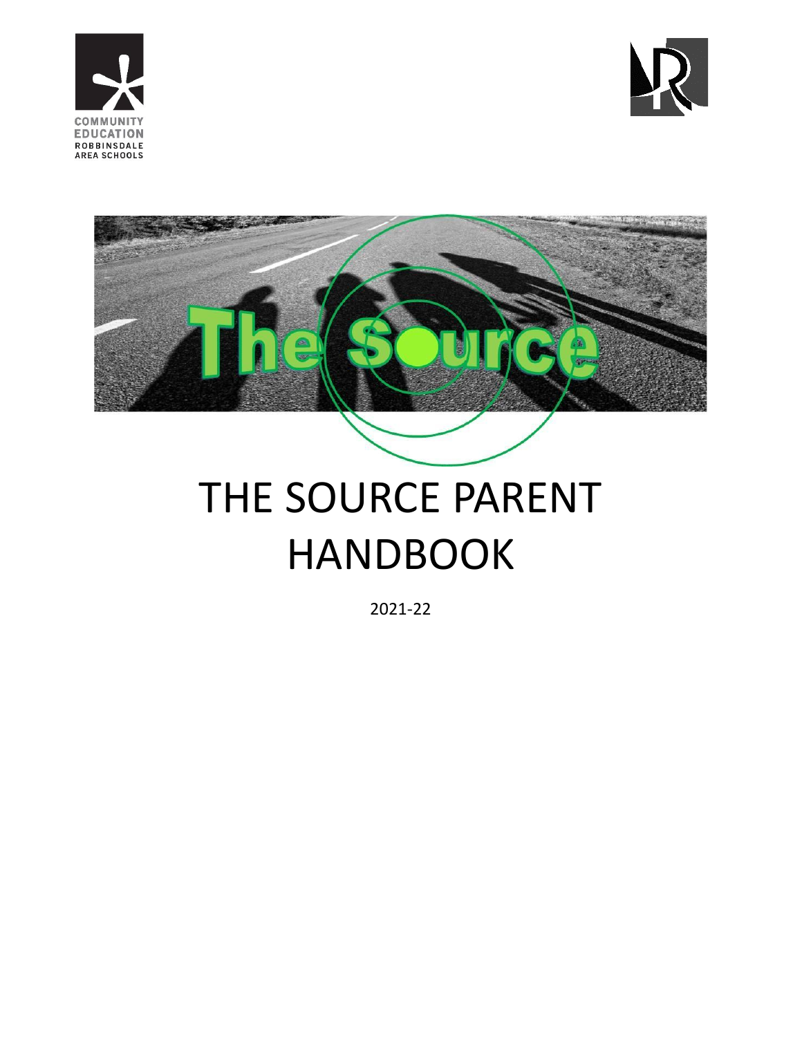COMMUNITY EDUCATION
ROBBINSDALE AREA SCHOOLS

The Source

# THE SOURCE PARENT HANDBOOK

2021-22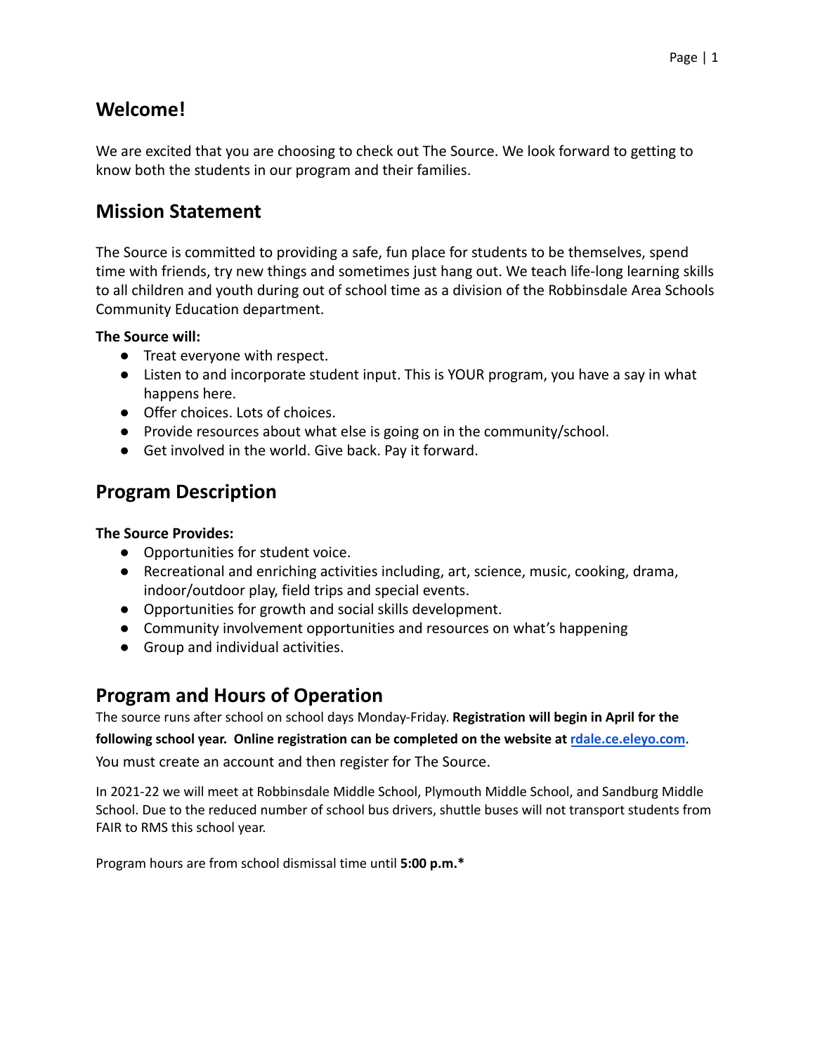## Welcome!

We are excited that you are choosing to check out The Source. We look forward to getting to know both the students in our program and their families.

## Mission Statement

The Source is committed to providing a safe, fun place for students to be themselves, spend time with friends, try new things and sometimes just hang out. We teach life-long learning skills to all children and youth during out of school time as a division of the Robbinsdale Area Schools Community Education department.

**The Source will:**

- Treat everyone with respect.
- Listen to and incorporate student input. This is YOUR program, you have a say in what happens here.
- Offer choices. Lots of choices.
- Provide resources about what else is going on in the community/school.
- Get involved in the world. Give back. Pay it forward.

## Program Description

**The Source Provides:**

- Opportunities for student voice.
- Recreational and enriching activities including, art, science, music, cooking, drama, indoor/outdoor play, field trips and special events.
- Opportunities for growth and social skills development.
- Community involvement opportunities and resources on what's happening
- Group and individual activities.

## Program and Hours of Operation

The source runs after school on school days Monday-Friday. **Registration will begin in April for the following school year. Online registration can be completed on the website at [rdale.ce.eleyo.com](rdale.ce.eleyo.com)**. You must create an account and then register for The Source.

In 2021-22 we will meet at Robbinsdale Middle School, Plymouth Middle School, and Sandburg Middle School. Due to the reduced number of school bus drivers, shuttle buses will not transport students from FAIR to RMS this school year.

Program hours are from school dismissal time until **5:00 p.m.***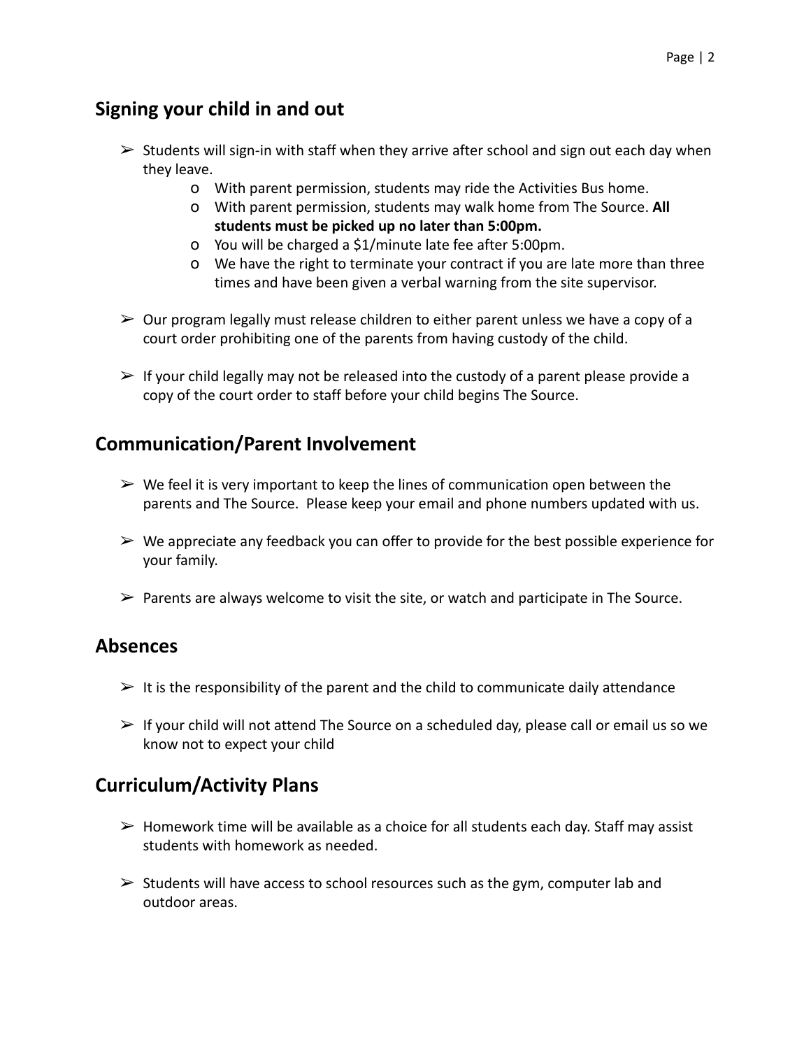## Signing your child in and out

- Students will sign-in with staff when they arrive after school and sign out each day when they leave.
  - With parent permission, students may ride the Activities Bus home.
  - With parent permission, students may walk home from The Source. **All students must be picked up no later than 5:00pm.**
  - You will be charged a $1/minute late fee after 5:00pm.
  - We have the right to terminate your contract if you are late more than three times and have been given a verbal warning from the site supervisor.
- Our program legally must release children to either parent unless we have a copy of a court order prohibiting one of the parents from having custody of the child.
- If your child legally may not be released into the custody of a parent please provide a copy of the court order to staff before your child begins The Source.

## Communication/Parent Involvement

- We feel it is very important to keep the lines of communication open between the parents and The Source. Please keep your email and phone numbers updated with us.
- We appreciate any feedback you can offer to provide for the best possible experience for your family.
- Parents are always welcome to visit the site, or watch and participate in The Source.

## Absences

- It is the responsibility of the parent and the child to communicate daily attendance
- If your child will not attend The Source on a scheduled day, please call or email us so we know not to expect your child

## Curriculum/Activity Plans

- Homework time will be available as a choice for all students each day. Staff may assist students with homework as needed.
- Students will have access to school resources such as the gym, computer lab and outdoor areas.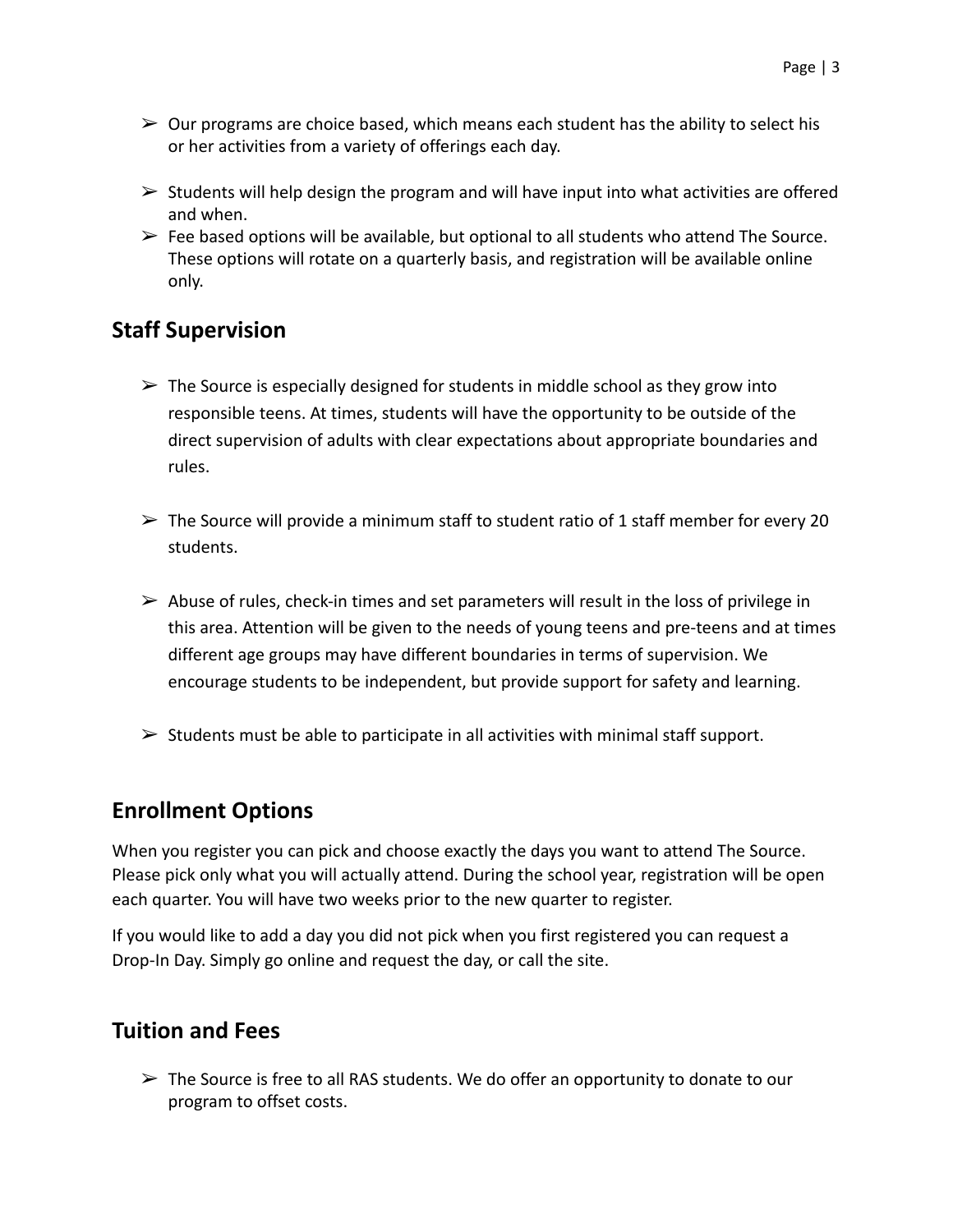- Our programs are choice based, which means each student has the ability to select his or her activities from a variety of offerings each day.

- Students will help design the program and will have input into what activities are offered and when.
- Fee based options will be available, but optional to all students who attend The Source. These options will rotate on a quarterly basis, and registration will be available online only.

## Staff Supervision

- The Source is especially designed for students in middle school as they grow into responsible teens. At times, students will have the opportunity to be outside of the direct supervision of adults with clear expectations about appropriate boundaries and rules.

- The Source will provide a minimum staff to student ratio of 1 staff member for every 20 students.

- Abuse of rules, check-in times and set parameters will result in the loss of privilege in this area. Attention will be given to the needs of young teens and pre-teens and at times different age groups may have different boundaries in terms of supervision. We encourage students to be independent, but provide support for safety and learning.

- Students must be able to participate in all activities with minimal staff support.

## Enrollment Options

When you register you can pick and choose exactly the days you want to attend The Source. Please pick only what you will actually attend. During the school year, registration will be open each quarter. You will have two weeks prior to the new quarter to register.

If you would like to add a day you did not pick when you first registered you can request a Drop-In Day. Simply go online and request the day, or call the site.

## Tuition and Fees

- The Source is free to all RAS students. We do offer an opportunity to donate to our program to offset costs.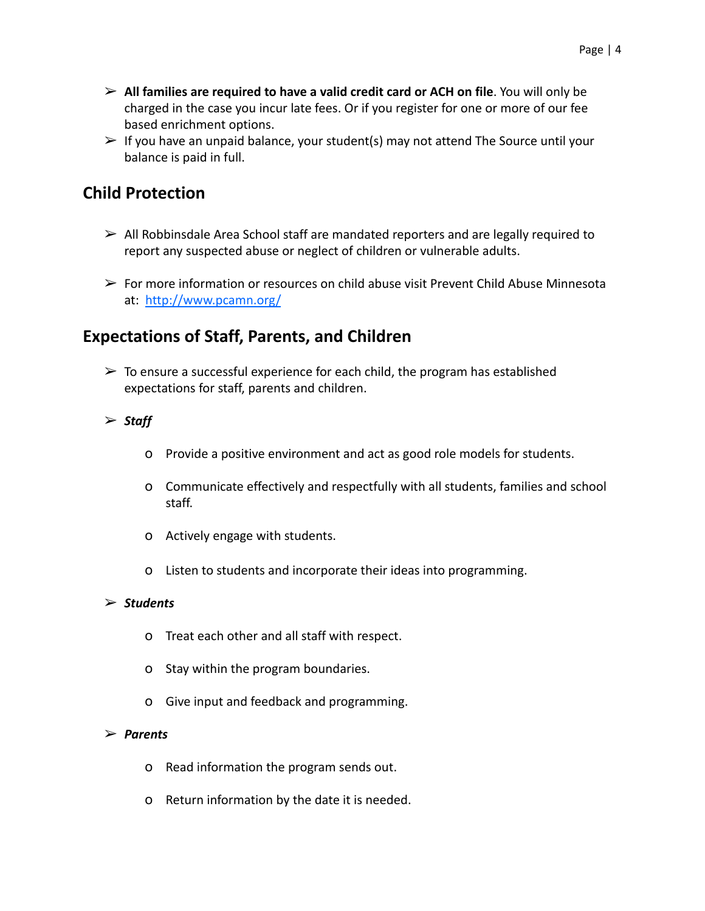- **All families are required to have a valid credit card or ACH on file**. You will only be charged in the case you incur late fees. Or if you register for one or more of our fee based enrichment options.
- If you have an unpaid balance, your student(s) may not attend The Source until your balance is paid in full.

## Child Protection

- All Robbinsdale Area School staff are mandated reporters and are legally required to report any suspected abuse or neglect of children or vulnerable adults.
- For more information or resources on child abuse visit Prevent Child Abuse Minnesota at: [http://www.pcamn.org/](http://www.pcamn.org/)

## Expectations of Staff, Parents, and Children

- To ensure a successful experience for each child, the program has established expectations for staff, parents and children.
- ***Staff***
  - Provide a positive environment and act as good role models for students.
  - Communicate effectively and respectfully with all students, families and school staff.
  - Actively engage with students.
  - Listen to students and incorporate their ideas into programming.
- ***Students***
  - Treat each other and all staff with respect.
  - Stay within the program boundaries.
  - Give input and feedback and programming.
- ***Parents***
  - Read information the program sends out.
  - Return information by the date it is needed.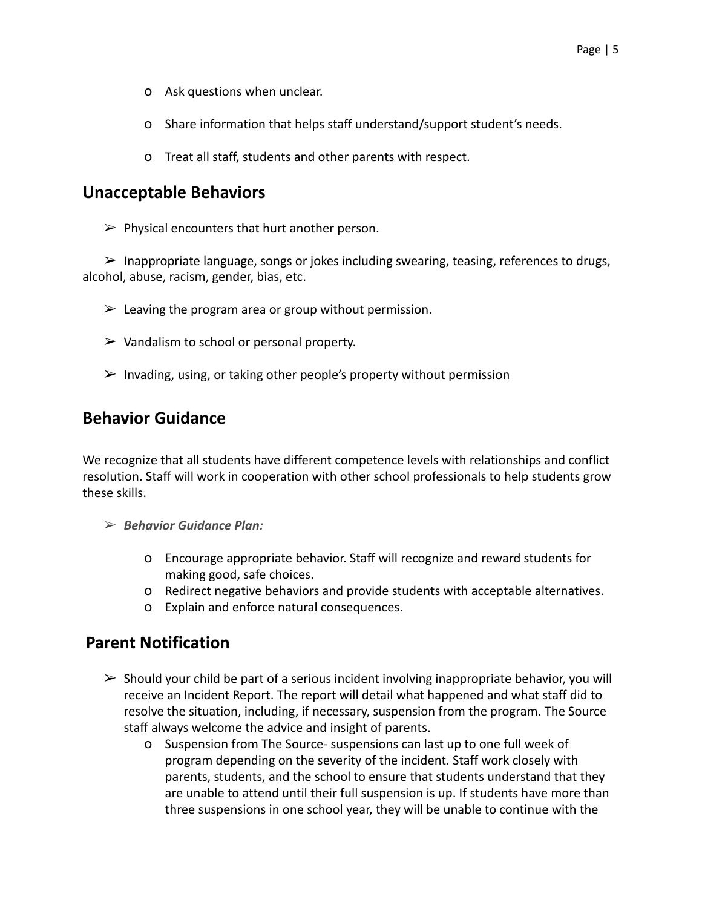- Ask questions when unclear.
- Share information that helps staff understand/support student's needs.
- Treat all staff, students and other parents with respect.

## Unacceptable Behaviors

- Physical encounters that hurt another person.
- Inappropriate language, songs or jokes including swearing, teasing, references to drugs, alcohol, abuse, racism, gender, bias, etc.
- Leaving the program area or group without permission.
- Vandalism to school or personal property.
- Invading, using, or taking other people's property without permission

## Behavior Guidance

We recognize that all students have different competence levels with relationships and conflict resolution. Staff will work in cooperation with other school professionals to help students grow these skills.

- ***Behavior Guidance Plan:***
  - Encourage appropriate behavior. Staff will recognize and reward students for making good, safe choices.
  - Redirect negative behaviors and provide students with acceptable alternatives.
  - Explain and enforce natural consequences.

## Parent Notification

- Should your child be part of a serious incident involving inappropriate behavior, you will receive an Incident Report. The report will detail what happened and what staff did to resolve the situation, including, if necessary, suspension from the program. The Source staff always welcome the advice and insight of parents.
  - Suspension from The Source- suspensions can last up to one full week of program depending on the severity of the incident. Staff work closely with parents, students, and the school to ensure that students understand that they are unable to attend until their full suspension is up. If students have more than three suspensions in one school year, they will be unable to continue with the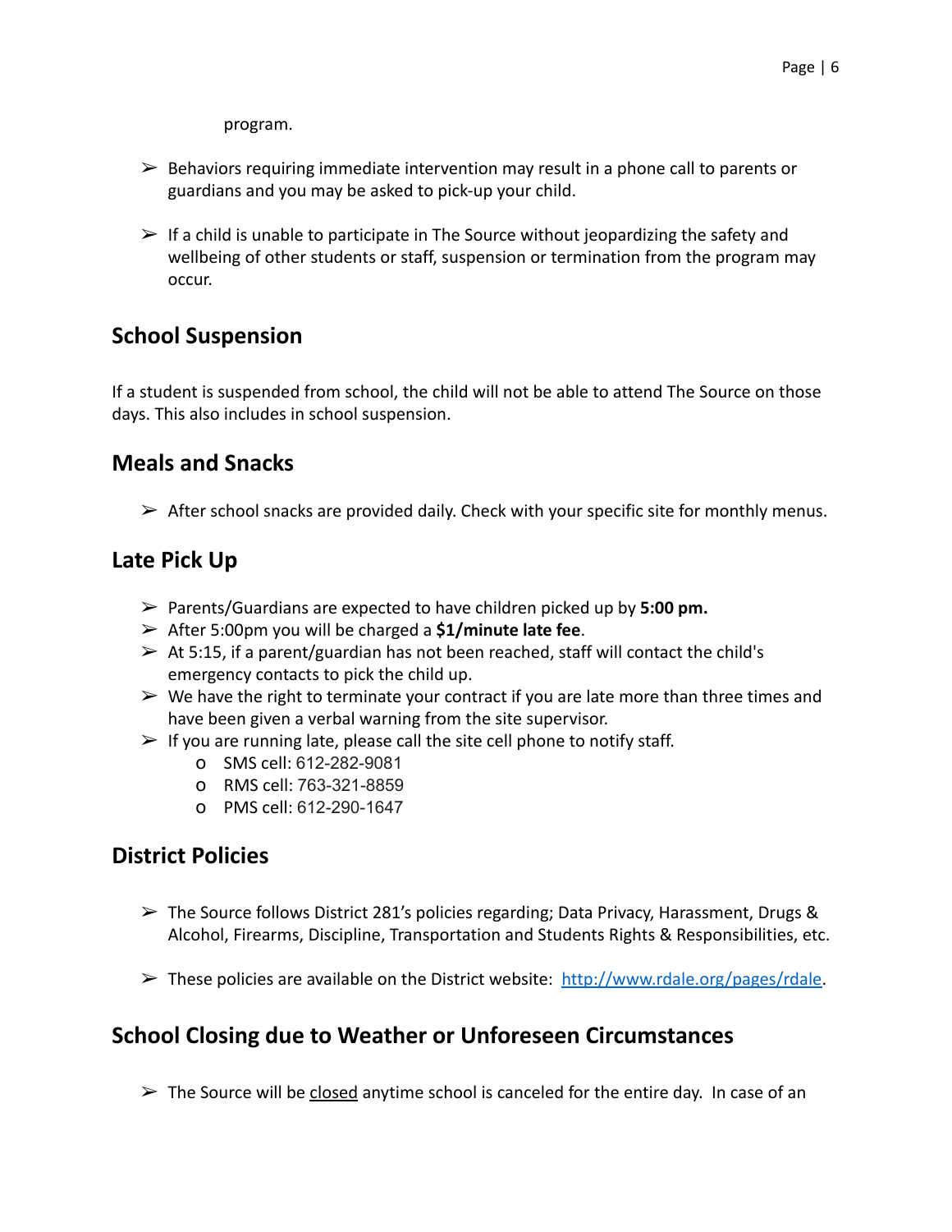program.

- Behaviors requiring immediate intervention may result in a phone call to parents or guardians and you may be asked to pick-up your child.

- If a child is unable to participate in The Source without jeopardizing the safety and wellbeing of other students or staff, suspension or termination from the program may occur.

## School Suspension

If a student is suspended from school, the child will not be able to attend The Source on those days. This also includes in school suspension.

## Meals and Snacks

- After school snacks are provided daily. Check with your specific site for monthly menus.

## Late Pick Up

- Parents/Guardians are expected to have children picked up by **5:00 pm.**
- After 5:00pm you will be charged a **$1/minute late fee**.
- At 5:15, if a parent/guardian has not been reached, staff will contact the child's emergency contacts to pick the child up.
- We have the right to terminate your contract if you are late more than three times and have been given a verbal warning from the site supervisor.
- If you are running late, please call the site cell phone to notify staff.
  - SMS cell: 612-282-9081
  - RMS cell: 763-321-8859
  - PMS cell: 612-290-1647

## District Policies

- The Source follows District 281's policies regarding; Data Privacy, Harassment, Drugs & Alcohol, Firearms, Discipline, Transportation and Students Rights & Responsibilities, etc.

- These policies are available on the District website: http://www.rdale.org/pages/rdale.

## School Closing due to Weather or Unforeseen Circumstances

- The Source will be <u>closed</u> anytime school is canceled for the entire day. In case of an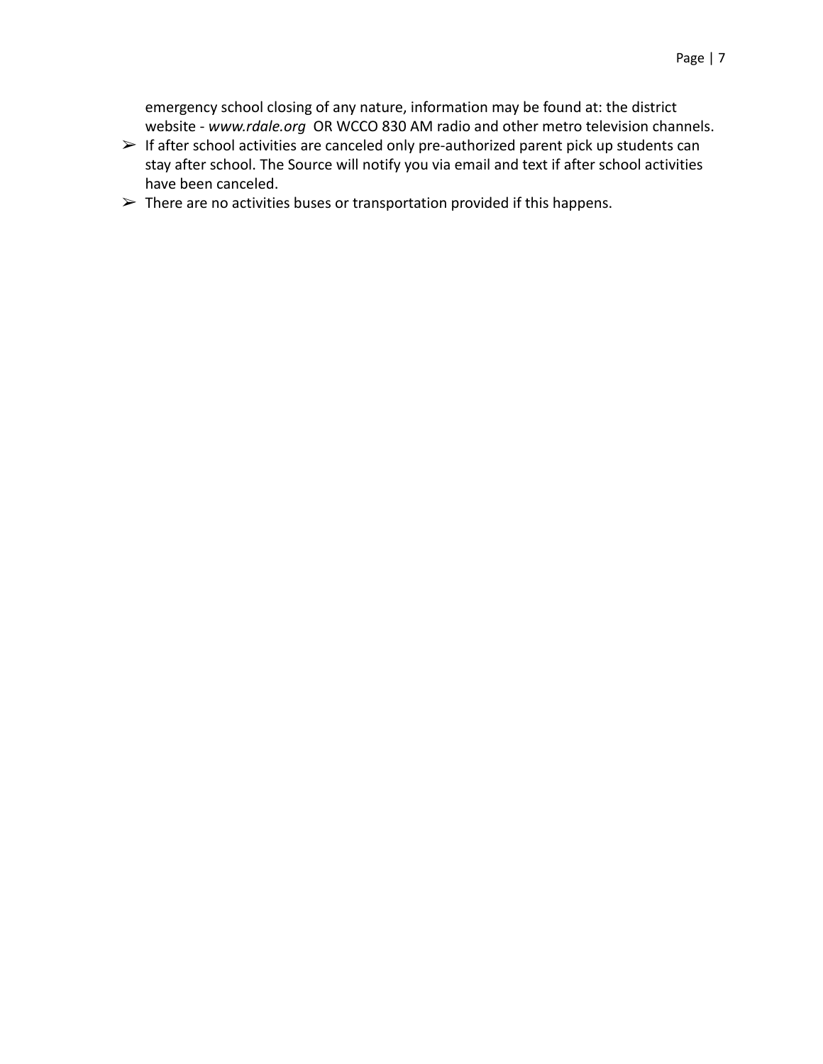emergency school closing of any nature, information may be found at: the district website - *www.rdale.org* OR WCCO 830 AM radio and other metro television channels.

- If after school activities are canceled only pre-authorized parent pick up students can stay after school. The Source will notify you via email and text if after school activities have been canceled.
- There are no activities buses or transportation provided if this happens.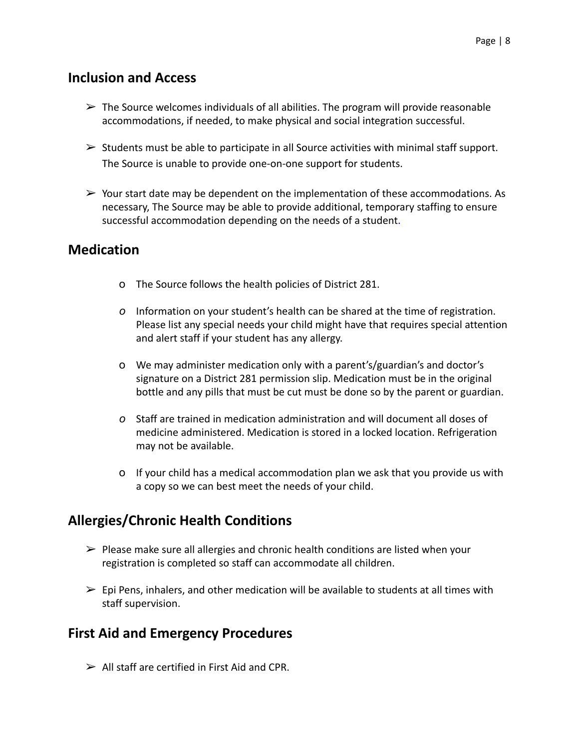## Inclusion and Access

- The Source welcomes individuals of all abilities. The program will provide reasonable accommodations, if needed, to make physical and social integration successful.

- Students must be able to participate in all Source activities with minimal staff support. The Source is unable to provide one-on-one support for students.

- Your start date may be dependent on the implementation of these accommodations. As necessary, The Source may be able to provide additional, temporary staffing to ensure successful accommodation depending on the needs of a student.

## Medication

- The Source follows the health policies of District 281.

- Information on your student's health can be shared at the time of registration. Please list any special needs your child might have that requires special attention and alert staff if your student has any allergy.

- We may administer medication only with a parent's/guardian's and doctor's signature on a District 281 permission slip. Medication must be in the original bottle and any pills that must be cut must be done so by the parent or guardian.

- Staff are trained in medication administration and will document all doses of medicine administered. Medication is stored in a locked location. Refrigeration may not be available.

- If your child has a medical accommodation plan we ask that you provide us with a copy so we can best meet the needs of your child.

## Allergies/Chronic Health Conditions

- Please make sure all allergies and chronic health conditions are listed when your registration is completed so staff can accommodate all children.

- Epi Pens, inhalers, and other medication will be available to students at all times with staff supervision.

## First Aid and Emergency Procedures

- All staff are certified in First Aid and CPR.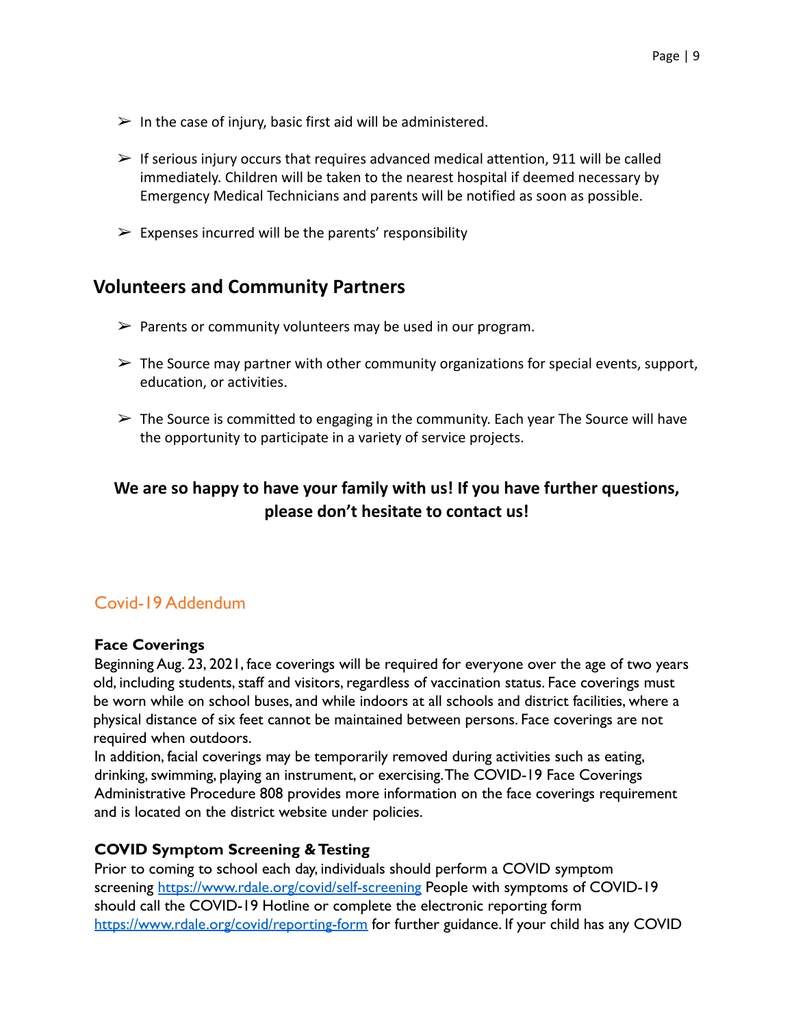- ➢ In the case of injury, basic first aid will be administered.
- ➢ If serious injury occurs that requires advanced medical attention, 911 will be called immediately. Children will be taken to the nearest hospital if deemed necessary by Emergency Medical Technicians and parents will be notified as soon as possible.
- ➢ Expenses incurred will be the parents' responsibility

## Volunteers and Community Partners

- ➢ Parents or community volunteers may be used in our program.
- ➢ The Source may partner with other community organizations for special events, support, education, or activities.
- ➢ The Source is committed to engaging in the community. Each year The Source will have the opportunity to participate in a variety of service projects.

**We are so happy to have your family with us! If you have further questions, please don't hesitate to contact us!**

## Covid-19 Addendum

### Face Coverings

Beginning Aug. 23, 2021, face coverings will be required for everyone over the age of two years old, including students, staff and visitors, regardless of vaccination status. Face coverings must be worn while on school buses, and while indoors at all schools and district facilities, where a physical distance of six feet cannot be maintained between persons. Face coverings are not required when outdoors.

In addition, facial coverings may be temporarily removed during activities such as eating, drinking, swimming, playing an instrument, or exercising. The COVID-19 Face Coverings Administrative Procedure 808 provides more information on the face coverings requirement and is located on the district website under policies.

### COVID Symptom Screening & Testing

Prior to coming to school each day, individuals should perform a COVID symptom screening https://www.rdale.org/covid/self-screening People with symptoms of COVID-19 should call the COVID-19 Hotline or complete the electronic reporting form https://www.rdale.org/covid/reporting-form for further guidance. If your child has any COVID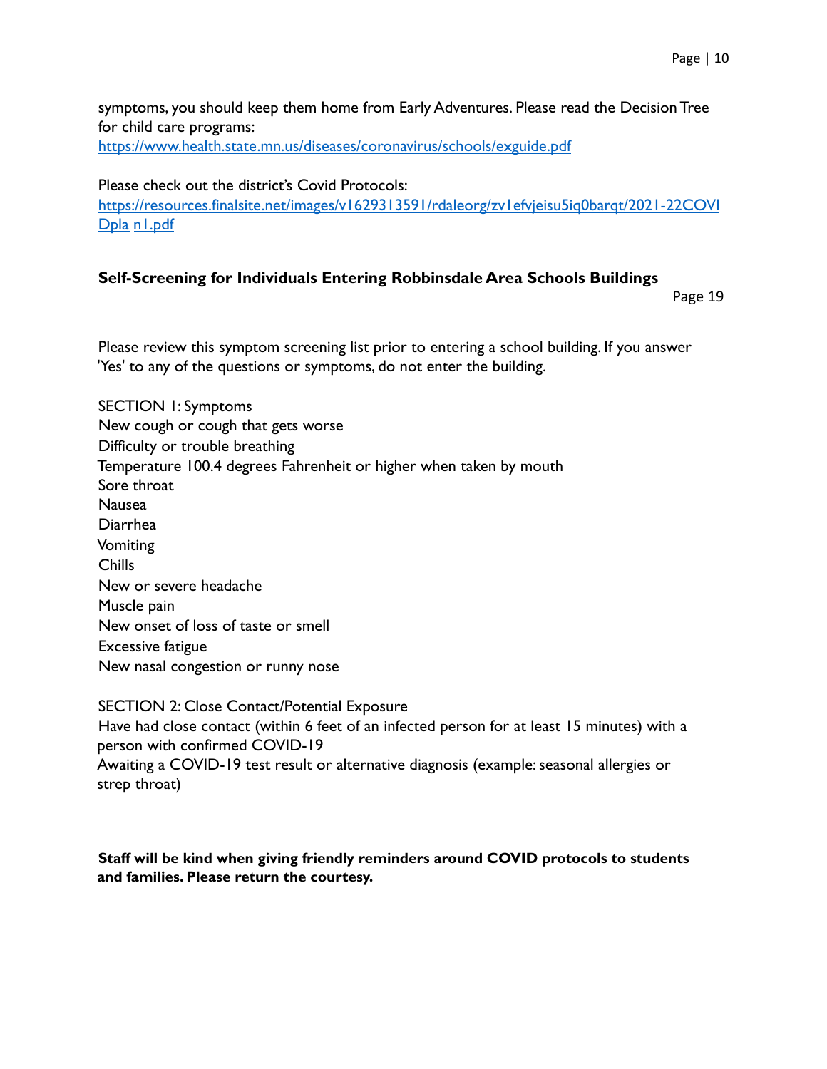symptoms, you should keep them home from Early Adventures. Please read the Decision Tree for child care programs:
https://www.health.state.mn.us/diseases/coronavirus/schools/exguide.pdf

Please check out the district's Covid Protocols:
https://resources.finalsite.net/images/v1629313591/rdaleorg/zv1efvjeisu5iq0barqt/2021-22COVIDpla n1.pdf

**Self-Screening for Individuals Entering Robbinsdale Area Schools Buildings**

Page 19

Please review this symptom screening list prior to entering a school building. If you answer 'Yes' to any of the questions or symptoms, do not enter the building.

SECTION 1: Symptoms
New cough or cough that gets worse
Difficulty or trouble breathing
Temperature 100.4 degrees Fahrenheit or higher when taken by mouth
Sore throat
Nausea
Diarrhea
Vomiting
Chills
New or severe headache
Muscle pain
New onset of loss of taste or smell
Excessive fatigue
New nasal congestion or runny nose

SECTION 2: Close Contact/Potential Exposure
Have had close contact (within 6 feet of an infected person for at least 15 minutes) with a person with confirmed COVID-19
Awaiting a COVID-19 test result or alternative diagnosis (example: seasonal allergies or strep throat)

**Staff will be kind when giving friendly reminders around COVID protocols to students and families. Please return the courtesy.**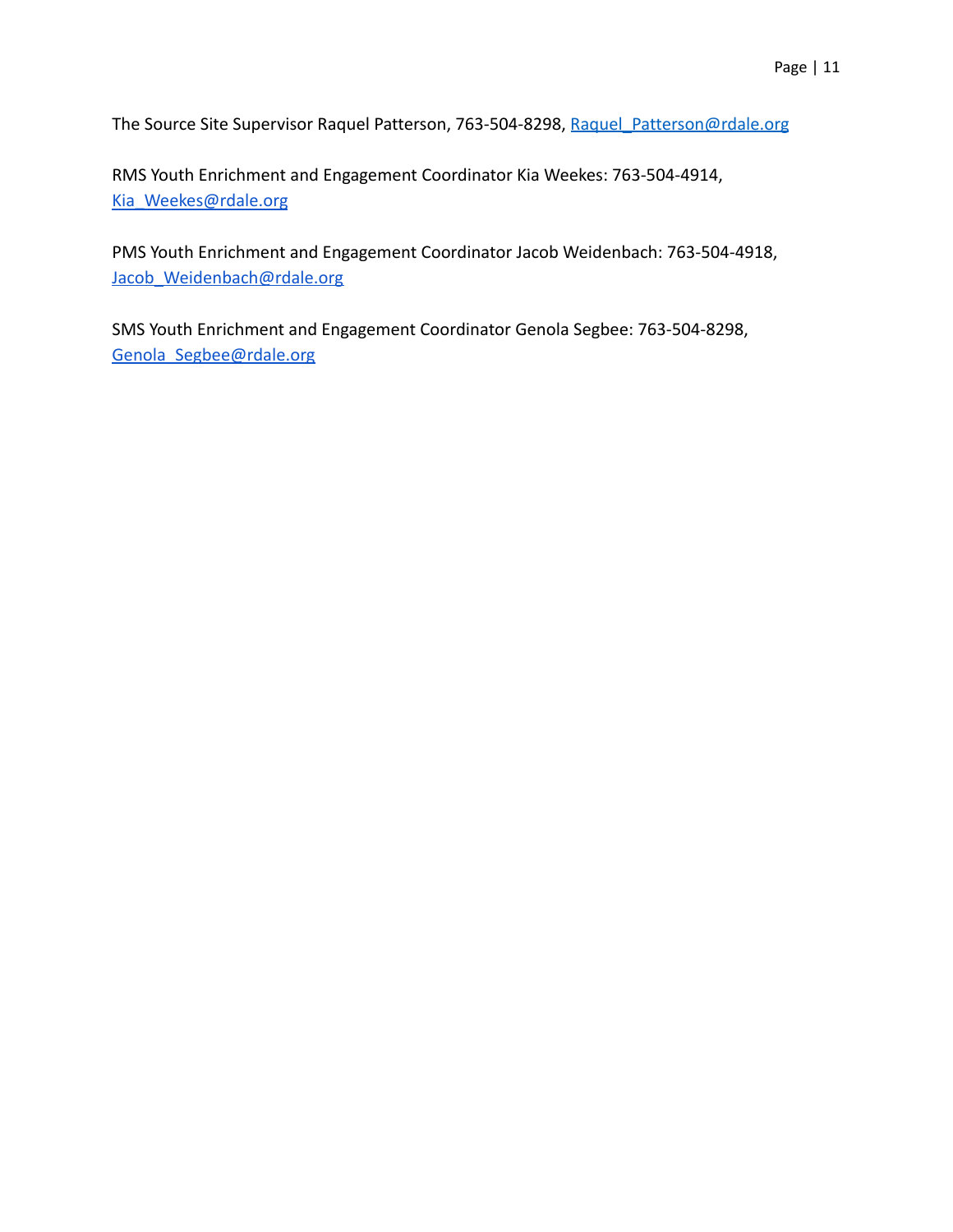The Source Site Supervisor Raquel Patterson, 763-504-8298, Raquel_Patterson@rdale.org

RMS Youth Enrichment and Engagement Coordinator Kia Weekes: 763-504-4914, Kia_Weekes@rdale.org

PMS Youth Enrichment and Engagement Coordinator Jacob Weidenbach: 763-504-4918, Jacob_Weidenbach@rdale.org

SMS Youth Enrichment and Engagement Coordinator Genola Segbee: 763-504-8298, Genola_Segbee@rdale.org